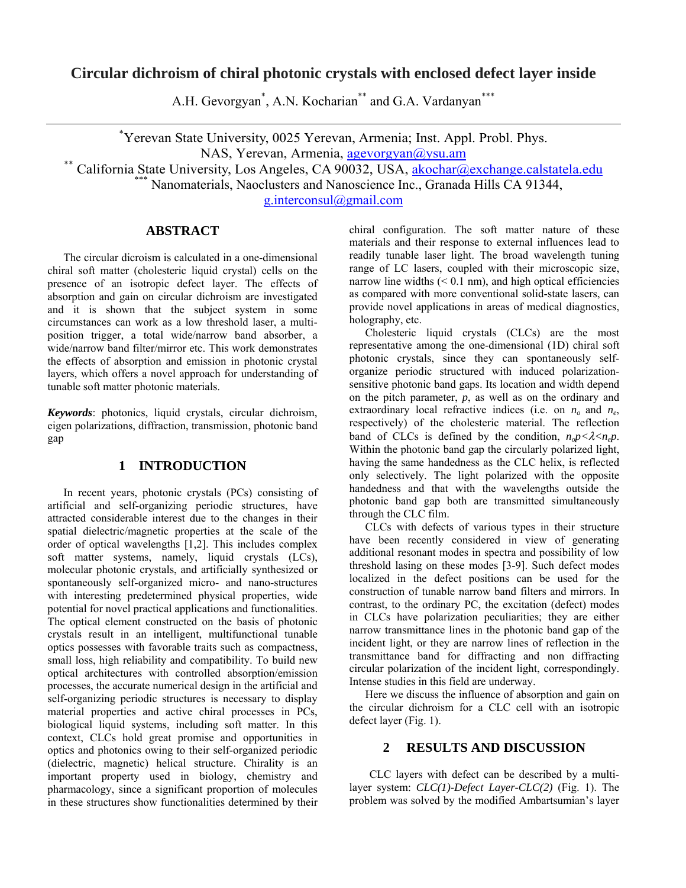# Circular dichroism of chiral photonic crystals with enclosed defect layer inside

A.H. Gevorgyan[*], A.N. Kocharian[**] and G.A. Vardanyan[***]

[*]Yerevan State University, 0025 Yerevan, Armenia; Inst. Appl. Probl. Phys. NAS, Yerevan, Armenia, agevorgyan@ysu.am

[**] California State University, Los Angeles, CA 90032, USA, akochar@exchange.calstatela.edu

[***] Nanomaterials, Naoclusters and Nanoscience Inc., Granada Hills CA 91344, g.interconsul@gmail.com

## ABSTRACT

The circular dicroism is calculated in a one-dimensional chiral soft matter (cholesteric liquid crystal) cells on the presence of an isotropic defect layer. The effects of absorption and gain on circular dichroism are investigated and it is shown that the subject system in some circumstances can work as a low threshold laser, a multi-position trigger, a total wide/narrow band absorber, a wide/narrow band filter/mirror etc. This work demonstrates the effects of absorption and emission in photonic crystal layers, which offers a novel approach for understanding of tunable soft matter photonic materials.

***Keywords***: photonics, liquid crystals, circular dichroism, eigen polarizations, diffraction, transmission, photonic band gap

## 1 INTRODUCTION

In recent years, photonic crystals (PCs) consisting of artificial and self-organizing periodic structures, have attracted considerable interest due to the changes in their spatial dielectric/magnetic properties at the scale of the order of optical wavelengths [1,2]. This includes complex soft matter systems, namely, liquid crystals (LCs), molecular photonic crystals, and artificially synthesized or spontaneously self-organized micro- and nano-structures with interesting predetermined physical properties, wide potential for novel practical applications and functionalities. The optical element constructed on the basis of photonic crystals result in an intelligent, multifunctional tunable optics possesses with favorable traits such as compactness, small loss, high reliability and compatibility. To build new optical architectures with controlled absorption/emission processes, the accurate numerical design in the artificial and self-organizing periodic structures is necessary to display material properties and active chiral processes in PCs, biological liquid systems, including soft matter. In this context, CLCs hold great promise and opportunities in optics and photonics owing to their self-organized periodic (dielectric, magnetic) helical structure. Chirality is an important property used in biology, chemistry and pharmacology, since a significant proportion of molecules in these structures show functionalities determined by their chiral configuration. The soft matter nature of these materials and their response to external influences lead to readily tunable laser light. The broad wavelength tuning range of LC lasers, coupled with their microscopic size, narrow line widths (< 0.1 nm), and high optical efficiencies as compared with more conventional solid-state lasers, can provide novel applications in areas of medical diagnostics, holography, etc.

Cholesteric liquid crystals (CLCs) are the most representative among the one-dimensional (1D) chiral soft photonic crystals, since they can spontaneously self-organize periodic structured with induced polarization-sensitive photonic band gaps. Its location and width depend on the pitch parameter, $p$, as well as on the ordinary and extraordinary local refractive indices (i.e. on $n_o$ and $n_e$, respectively) of the cholesteric material. The reflection band of CLCs is defined by the condition, $n_o p<\lambda<n_e p$. Within the photonic band gap the circularly polarized light, having the same handedness as the CLC helix, is reflected only selectively. The light polarized with the opposite handedness and that with the wavelengths outside the photonic band gap both are transmitted simultaneously through the CLC film.

CLCs with defects of various types in their structure have been recently considered in view of generating additional resonant modes in spectra and possibility of low threshold lasing on these modes [3-9]. Such defect modes localized in the defect positions can be used for the construction of tunable narrow band filters and mirrors. In contrast, to the ordinary PC, the excitation (defect) modes in CLCs have polarization peculiarities; they are either narrow transmittance lines in the photonic band gap of the incident light, or they are narrow lines of reflection in the transmittance band for diffracting and non diffracting circular polarization of the incident light, correspondingly. Intense studies in this field are underway.

Here we discuss the influence of absorption and gain on the circular dichroism for a CLC cell with an isotropic defect layer (Fig. 1).

## 2 RESULTS AND DISCUSSION

CLC layers with defect can be described by a multi-layer system: *CLC(1)-Defect Layer-CLC(2)* (Fig. 1). The problem was solved by the modified Ambartsumian's layer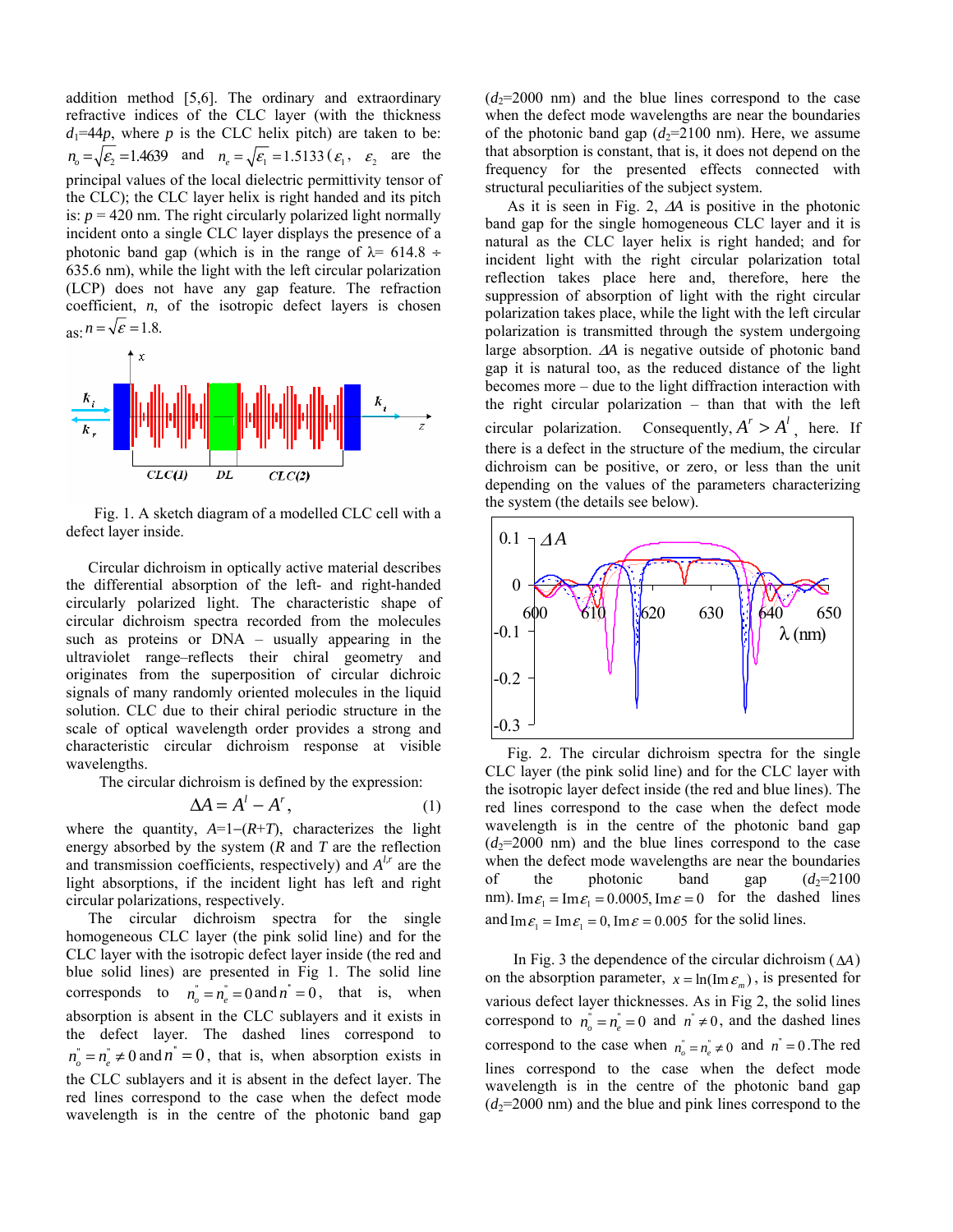addition method [5,6]. The ordinary and extraordinary refractive indices of the CLC layer (with the thickness $d_1$=44$p$, where $p$ is the CLC helix pitch) are taken to be: $n_o=\sqrt{\varepsilon_2}=1.4639$ and $n_e=\sqrt{\varepsilon_1}=1.5133$ ($\varepsilon_1$, $\varepsilon_2$ are the principal values of the local dielectric permittivity tensor of the CLC); the CLC layer helix is right handed and its pitch is: $p$ = 420 nm. The right circularly polarized light normally incident onto a single CLC layer displays the presence of a photonic band gap (which is in the range of λ= 614.8 ÷ 635.6 nm), while the light with the left circular polarization (LCP) does not have any gap feature. The refraction coefficient, $n$, of the isotropic defect layers is chosen as: $n=\sqrt{\varepsilon}=1.8$.

Fig. 1. A sketch diagram of a modelled CLC cell with a defect layer inside.

Circular dichroism in optically active material describes the differential absorption of the left- and right-handed circularly polarized light. The characteristic shape of circular dichroism spectra recorded from the molecules such as proteins or DNA – usually appearing in the ultraviolet range–reflects their chiral geometry and originates from the superposition of circular dichroic signals of many randomly oriented molecules in the liquid solution. CLC due to their chiral periodic structure in the scale of optical wavelength order provides a strong and characteristic circular dichroism response at visible wavelengths.

The circular dichroism is defined by the expression:

$$\Delta A = A^l - A^r, \tag{1}$$

where the quantity, $A$=1–($R$+$T$), characterizes the light energy absorbed by the system ($R$ and $T$ are the reflection and transmission coefficients, respectively) and $A^{l,r}$ are the light absorptions, if the incident light has left and right circular polarizations, respectively.

The circular dichroism spectra for the single homogeneous CLC layer (the pink solid line) and for the CLC layer with the isotropic defect layer inside (the red and blue solid lines) are presented in Fig 1. The solid line corresponds to $n_o''=n_e''=0$ and $n''=0$, that is, when absorption is absent in the CLC sublayers and it exists in the defect layer. The dashed lines correspond to $n_o''=n_e''\neq 0$ and $n''=0$, that is, when absorption exists in the CLC sublayers and it is absent in the defect layer. The red lines correspond to the case when the defect mode wavelength is in the centre of the photonic band gap ($d_2$=2000 nm) and the blue lines correspond to the case when the defect mode wavelengths are near the boundaries of the photonic band gap ($d_2$=2100 nm). Here, we assume that absorption is constant, that is, it does not depend on the frequency for the presented effects connected with structural peculiarities of the subject system.

As it is seen in Fig. 2, $\Delta A$ is positive in the photonic band gap for the single homogeneous CLC layer and it is natural as the CLC layer helix is right handed; and for incident light with the right circular polarization total reflection takes place and, therefore, here the suppression of absorption of light with the right circular polarization takes place, while the light with the left circular polarization is transmitted through the system undergoing large absorption. $\Delta A$ is negative outside of photonic band gap it is natural too, as the reduced distance of the light becomes more – due to the light diffraction interaction with the right circular polarization – than that with the left circular polarization. Consequently, $A^r > A^l$, here. If there is a defect in the structure of the medium, the circular dichroism can be positive, or zero, or less than the unit depending on the values of the parameters characterizing the system (the details see below).

Fig. 2. The circular dichroism spectra for the single CLC layer (the pink solid line) and for the CLC layer with the isotropic layer defect inside (the red and blue lines). The red lines correspond to the case when the defect mode wavelength is in the centre of the photonic band gap ($d_2$=2000 nm) and the blue lines correspond to the case when the defect mode wavelengths are near the boundaries of the photonic band gap ($d_2$=2100 nm). $\mathrm{Im}\,\varepsilon_1=\mathrm{Im}\,\varepsilon_1=0.0005, \mathrm{Im}\,\varepsilon=0$ for the dashed lines and $\mathrm{Im}\,\varepsilon_1=\mathrm{Im}\,\varepsilon_1=0, \mathrm{Im}\,\varepsilon=0.005$ for the solid lines.

In Fig. 3 the dependence of the circular dichroism ($\Delta A$) on the absorption parameter, $x=\ln(\mathrm{Im}\,\varepsilon_m)$, is presented for various defect layer thicknesses. As in Fig 2, the solid lines correspond to $n_o''=n_e''=0$ and $n''\neq 0$, and the dashed lines correspond to the case when $n_o''=n_e''\neq 0$ and $n''=0$. The red lines correspond to the case when the defect mode wavelength is in the centre of the photonic band gap ($d_2$=2000 nm) and the blue and pink lines correspond to the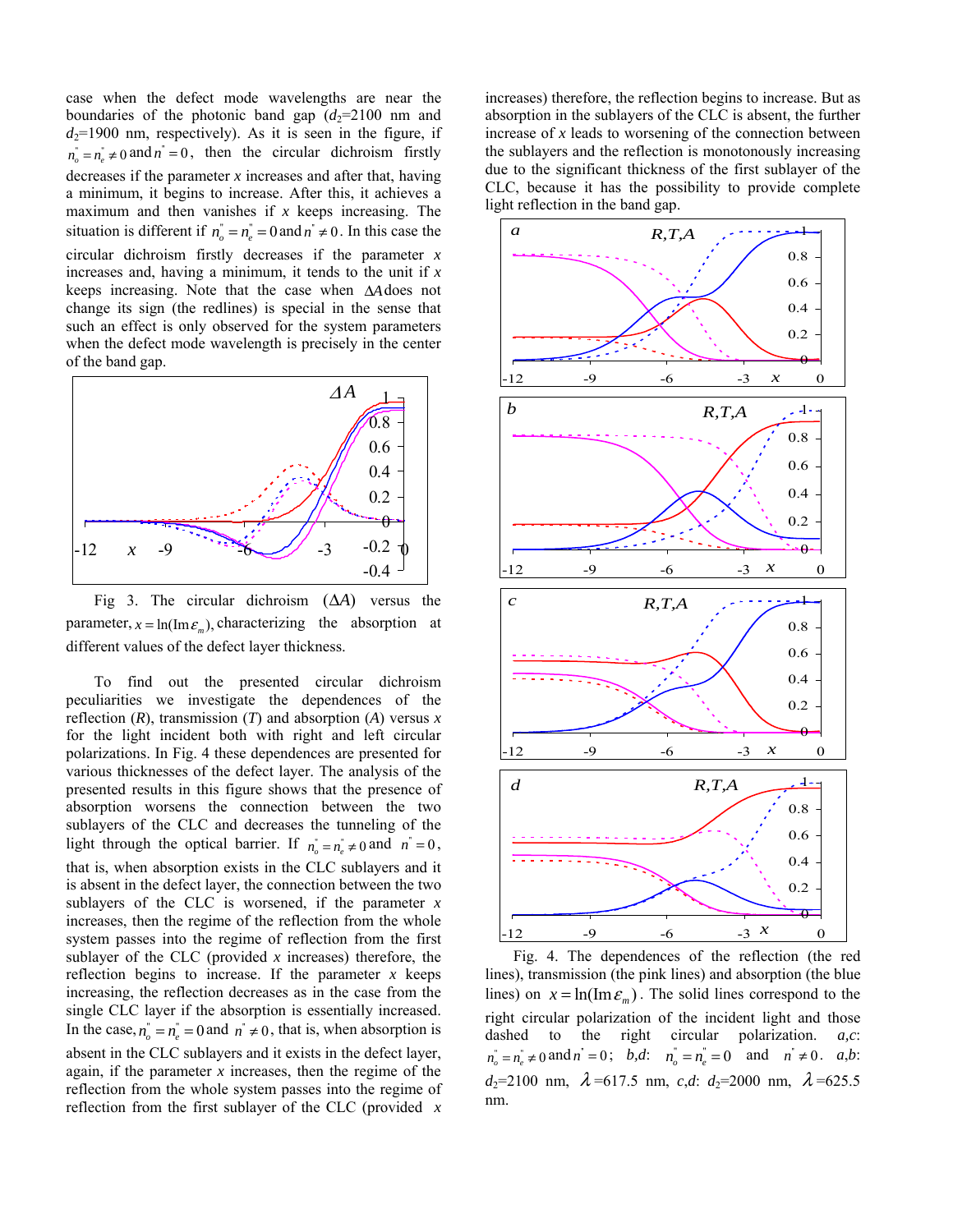case when the defect mode wavelengths are near the boundaries of the photonic band gap ($d_2$=2100 nm and $d_2$=1900 nm, respectively). As it is seen in the figure, if $n_o'' = n_e'' \neq 0$ and $n'' = 0$, then the circular dichroism firstly decreases if the parameter $x$ increases and after that, having a minimum, it begins to increase. After this, it achieves a maximum and then vanishes if $x$ keeps increasing. The situation is different if $n_o'' = n_e'' = 0$ and $n'' \neq 0$. In this case the circular dichroism firstly decreases if the parameter $x$ increases and, having a minimum, it tends to the unit if $x$ keeps increasing. Note that the case when $\Delta A$ does not change its sign (the redlines) is special in the sense that such an effect is only observed for the system parameters when the defect mode wavelength is precisely in the center of the band gap.

Fig 3. The circular dichroism ($\Delta A$) versus the parameter, $x = \ln(\mathrm{Im}\,\varepsilon_m)$, characterizing the absorption at different values of the defect layer thickness.

To find out the presented circular dichroism peculiarities we investigate the dependences of the reflection ($R$), transmission ($T$) and absorption ($A$) versus $x$ for the light incident both with right and left circular polarizations. In Fig. 4 these dependences are presented for various thicknesses of the defect layer. The analysis of the presented results in this figure shows that the presence of absorption worsens the connection between the two sublayers of the CLC and decreases the tunneling of the light through the optical barrier. If $n_o'' = n_e'' \neq 0$ and $n'' = 0$, that is, when absorption exists in the CLC sublayers and it is absent in the defect layer, the connection between the two sublayers of the CLC is worsened, if the parameter $x$ increases, then the regime of the reflection from the whole system passes into the regime of reflection from the first sublayer of the CLC (provided $x$ increases) therefore, the reflection begins to increase. If the parameter $x$ keeps increasing, the reflection decreases as in the case from the single CLC layer if the absorption is essentially increased. In the case, $n_o'' = n_e'' = 0$ and $n'' \neq 0$, that is, when absorption is absent in the CLC sublayers and it exists in the defect layer, again, if the parameter $x$ increases, then the regime of the reflection from the whole system passes into the regime of reflection from the first sublayer of the CLC (provided $x$ increases) therefore, the reflection begins to increase. But as absorption in the sublayers of the CLC is absent, the further increase of $x$ leads to worsening of the connection between the sublayers and the reflection is monotonously increasing due to the significant thickness of the first sublayer of the CLC, because it has the possibility to provide complete light reflection in the band gap.

Fig. 4. The dependences of the reflection (the red lines), transmission (the pink lines) and absorption (the blue lines) on $x = \ln(\mathrm{Im}\,\varepsilon_m)$. The solid lines correspond to the right circular polarization of the incident light and those dashed to the right circular polarization. $a$,$c$: $n_o'' = n_e'' \neq 0$ and $n'' = 0$; $b$,$d$: $n_o'' = n_e'' = 0$ and $n'' \neq 0$. $a$,$b$: $d_2$=2100 nm, $\lambda$=617.5 nm, $c$,$d$: $d_2$=2000 nm, $\lambda$=625.5 nm.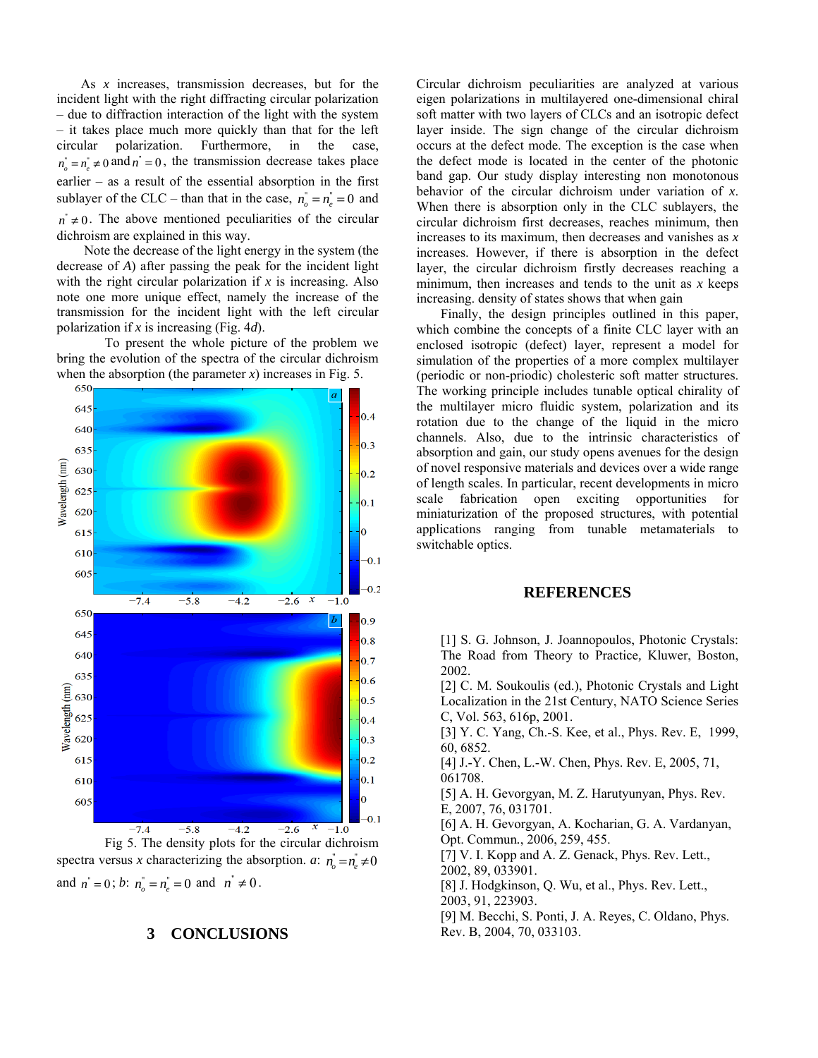As $x$ increases, transmission decreases, but for the incident light with the right diffracting circular polarization – due to diffraction interaction of the light with the system – it takes place much more quickly than that for the left circular polarization. Furthermore, in the case, $n_o^{"} = n_e^{"} \neq 0$ and $n^{"} = 0$, the transmission decrease takes place earlier – as a result of the essential absorption in the first sublayer of the CLC – than that in the case, $n_o^{"} = n_e^{"} = 0$ and $n^{"} \neq 0$. The above mentioned peculiarities of the circular dichroism are explained in this way.

Note the decrease of the light energy in the system (the decrease of $A$) after passing the peak for the incident light with the right circular polarization if $x$ is increasing. Also note one more unique effect, namely the increase of the transmission for the incident light with the left circular polarization if $x$ is increasing (Fig. 4*d*).

To present the whole picture of the problem we bring the evolution of the spectra of the circular dichroism when the absorption (the parameter $x$) increases in Fig. 5.

a
Wavelength (nm)
650
645
640
635
630
625
620
615
610
605
−7.4 −5.8 −4.2 −2.6 x −1.0
0.4
0.3
0.2
0.1
0
−0.1
−0.2

b
Wavelength (nm)
650
645
640
635
630
625
620
615
610
605
−7.4 −5.8 −4.2 −2.6 x −1.0
0.9
0.8
0.7
0.6
0.5
0.4
0.3
0.2
0.1
0
−0.1

Fig 5. The density plots for the circular dichroism spectra versus $x$ characterizing the absorption. *a*: $n_o^{"} = n_e^{"} \neq 0$ and $n^{"} = 0$; *b*: $n_o^{"} = n_e^{"} = 0$ and $n^{"} \neq 0$.

## 3 CONCLUSIONS

Circular dichroism peculiarities are analyzed at various eigen polarizations in multilayered one-dimensional chiral soft matter with two layers of CLCs and an isotropic defect layer inside. The sign change of the circular dichroism occurs at the defect mode. The exception is the case when the defect mode is located in the center of the photonic band gap. Our study display interesting non monotonous behavior of the circular dichroism under variation of $x$. When there is absorption only in the CLC sublayers, the circular dichroism first decreases, reaches minimum, then increases to its maximum, then decreases and vanishes as $x$ increases. However, if there is absorption in the defect layer, the circular dichroism firstly decreases reaching a minimum, then increases and tends to the unit as $x$ keeps increasing. density of states shows that when gain

Finally, the design principles outlined in this paper, which combine the concepts of a finite CLC layer with an enclosed isotropic (defect) layer, represent a model for simulation of the properties of a more complex multilayer (periodic or non-priodic) cholesteric soft matter structures. The working principle includes tunable optical chirality of the multilayer micro fluidic system, polarization and its rotation due to the change of the liquid in the micro channels. Also, due to the intrinsic characteristics of absorption and gain, our study opens avenues for the design of novel responsive materials and devices over a wide range of length scales. In particular, recent developments in micro scale fabrication open exciting opportunities for miniaturization of the proposed structures, with potential applications ranging from tunable metamaterials to switchable optics.

## REFERENCES

[1] S. G. Johnson, J. Joannopoulos, Photonic Crystals: The Road from Theory to Practice*,* Kluwer, Boston, 2002.
[2] C. M. Soukoulis (ed.), Photonic Crystals and Light Localization in the 21st Century, NATO Science Series C, Vol. 563, 616p, 2001.
[3] Y. C. Yang, Ch.-S. Kee, et al., Phys. Rev. E, 1999, 60, 6852.
[4] J.-Y. Chen, L.-W. Chen, Phys. Rev. E, 2005, 71, 061708.
[5] A. H. Gevorgyan, M. Z. Harutyunyan, Phys. Rev. E, 2007, 76, 031701.
[6] A. H. Gevorgyan, A. Kocharian, G. A. Vardanyan, Opt. Commun., 2006, 259, 455.
[7] V. I. Kopp and A. Z. Genack, Phys. Rev. Lett., 2002, 89, 033901.
[8] J. Hodgkinson, Q. Wu, et al., Phys. Rev. Lett., 2003, 91, 223903.
[9] M. Becchi, S. Ponti, J. A. Reyes, C. Oldano, Phys. Rev. B, 2004, 70, 033103.